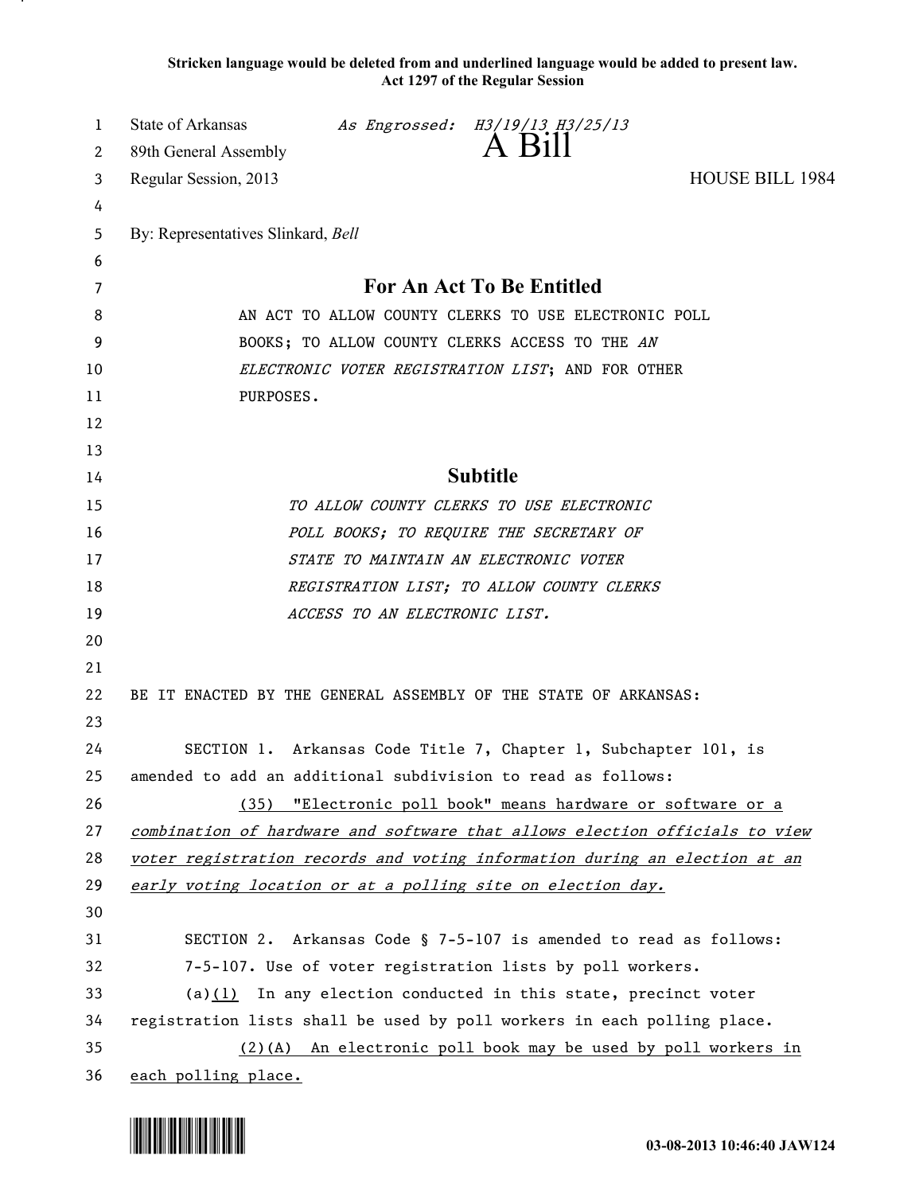**Stricken language would be deleted from and underlined language would be added to present law.**
**Act 1297 of the Regular Session**

State of Arkansas *As Engrossed: H3/19/13 H3/25/13*
89th General Assembly
# A Bill
Regular Session, 2013 HOUSE BILL 1984

By: Representatives Slinkard, *Bell*

## For An Act To Be Entitled

AN ACT TO ALLOW COUNTY CLERKS TO USE ELECTRONIC POLL BOOKS; TO ALLOW COUNTY CLERKS ACCESS TO THE *AN ELECTRONIC VOTER REGISTRATION LIST*; AND FOR OTHER PURPOSES.

## Subtitle

*TO ALLOW COUNTY CLERKS TO USE ELECTRONIC POLL BOOKS; TO REQUIRE THE SECRETARY OF STATE TO MAINTAIN AN ELECTRONIC VOTER REGISTRATION LIST; TO ALLOW COUNTY CLERKS ACCESS TO AN ELECTRONIC LIST.*

BE IT ENACTED BY THE GENERAL ASSEMBLY OF THE STATE OF ARKANSAS:

SECTION 1. Arkansas Code Title 7, Chapter 1, Subchapter 101, is amended to add an additional subdivision to read as follows:

(35) "Electronic poll book" means hardware or software or a *combination of hardware and software that allows election officials to view voter registration records and voting information during an election at an early voting location or at a polling site on election day.*

SECTION 2. Arkansas Code § 7-5-107 is amended to read as follows:

7-5-107. Use of voter registration lists by poll workers.

(a)(1) In any election conducted in this state, precinct voter registration lists shall be used by poll workers in each polling place.

(2)(A) An electronic poll book may be used by poll workers in each polling place.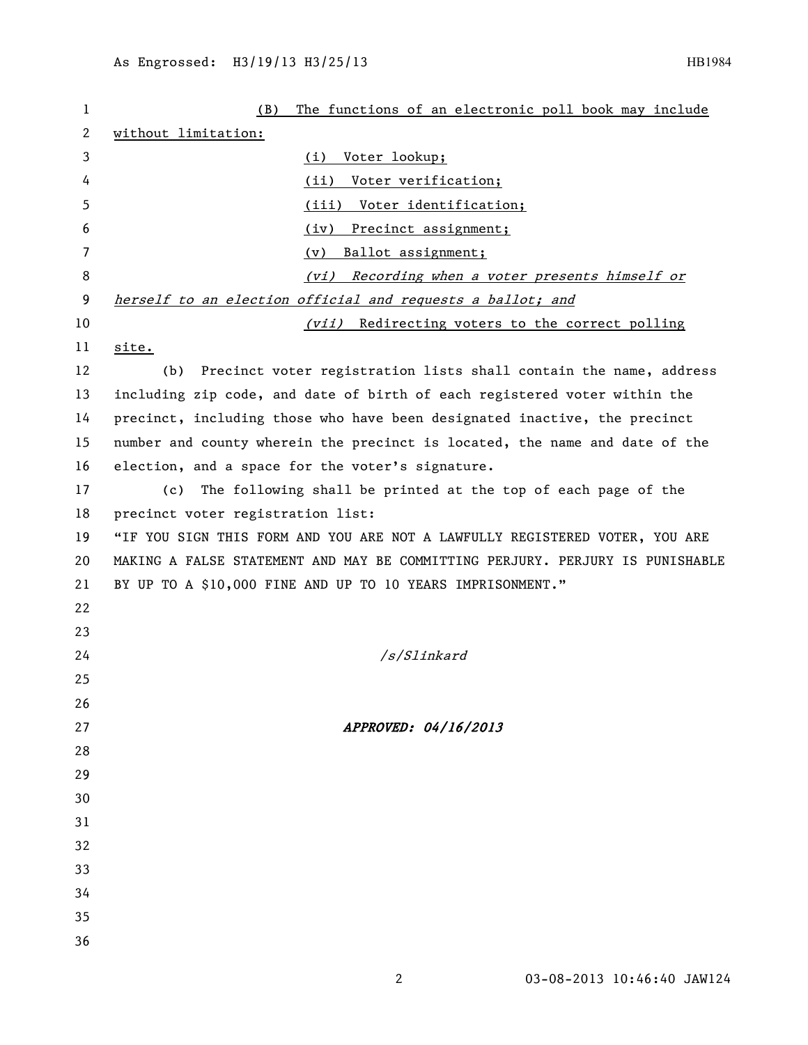(B) The functions of an electronic poll book may include without limitation:

(i) Voter lookup;

(ii) Voter verification;

(iii) Voter identification;

(iv) Precinct assignment;

(v) Ballot assignment;

*(vi) Recording when a voter presents himself or herself to an election official and requests a ballot; and*

*(vii)* Redirecting voters to the correct polling site.

(b) Precinct voter registration lists shall contain the name, address including zip code, and date of birth of each registered voter within the precinct, including those who have been designated inactive, the precinct number and county wherein the precinct is located, the name and date of the election, and a space for the voter's signature.

(c) The following shall be printed at the top of each page of the precinct voter registration list:

"IF YOU SIGN THIS FORM AND YOU ARE NOT A LAWFULLY REGISTERED VOTER, YOU ARE MAKING A FALSE STATEMENT AND MAY BE COMMITTING PERJURY. PERJURY IS PUNISHABLE BY UP TO A $10,000 FINE AND UP TO 10 YEARS IMPRISONMENT."

*/s/Slinkard*

***APPROVED: 04/16/2013***